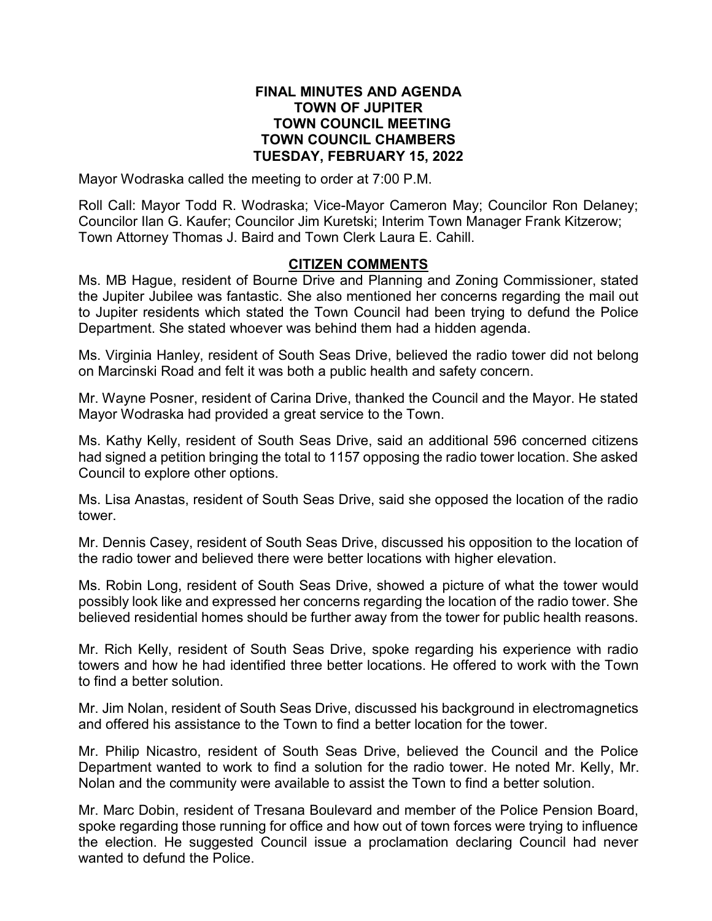# FINAL MINUTES AND AGENDA
# TOWN OF JUPITER
# TOWN COUNCIL MEETING
# TOWN COUNCIL CHAMBERS
# TUESDAY, FEBRUARY 15, 2022

Mayor Wodraska called the meeting to order at 7:00 P.M.

Roll Call: Mayor Todd R. Wodraska; Vice-Mayor Cameron May; Councilor Ron Delaney; Councilor Ilan G. Kaufer; Councilor Jim Kuretski; Interim Town Manager Frank Kitzerow; Town Attorney Thomas J. Baird and Town Clerk Laura E. Cahill.

## CITIZEN COMMENTS

Ms. MB Hague, resident of Bourne Drive and Planning and Zoning Commissioner, stated the Jupiter Jubilee was fantastic. She also mentioned her concerns regarding the mail out to Jupiter residents which stated the Town Council had been trying to defund the Police Department. She stated whoever was behind them had a hidden agenda.

Ms. Virginia Hanley, resident of South Seas Drive, believed the radio tower did not belong on Marcinski Road and felt it was both a public health and safety concern.

Mr. Wayne Posner, resident of Carina Drive, thanked the Council and the Mayor. He stated Mayor Wodraska had provided a great service to the Town.

Ms. Kathy Kelly, resident of South Seas Drive, said an additional 596 concerned citizens had signed a petition bringing the total to 1157 opposing the radio tower location. She asked Council to explore other options.

Ms. Lisa Anastas, resident of South Seas Drive, said she opposed the location of the radio tower.

Mr. Dennis Casey, resident of South Seas Drive, discussed his opposition to the location of the radio tower and believed there were better locations with higher elevation.

Ms. Robin Long, resident of South Seas Drive, showed a picture of what the tower would possibly look like and expressed her concerns regarding the location of the radio tower. She believed residential homes should be further away from the tower for public health reasons.

Mr. Rich Kelly, resident of South Seas Drive, spoke regarding his experience with radio towers and how he had identified three better locations. He offered to work with the Town to find a better solution.

Mr. Jim Nolan, resident of South Seas Drive, discussed his background in electromagnetics and offered his assistance to the Town to find a better location for the tower.

Mr. Philip Nicastro, resident of South Seas Drive, believed the Council and the Police Department wanted to work to find a solution for the radio tower. He noted Mr. Kelly, Mr. Nolan and the community were available to assist the Town to find a better solution.

Mr. Marc Dobin, resident of Tresana Boulevard and member of the Police Pension Board, spoke regarding those running for office and how out of town forces were trying to influence the election. He suggested Council issue a proclamation declaring Council had never wanted to defund the Police.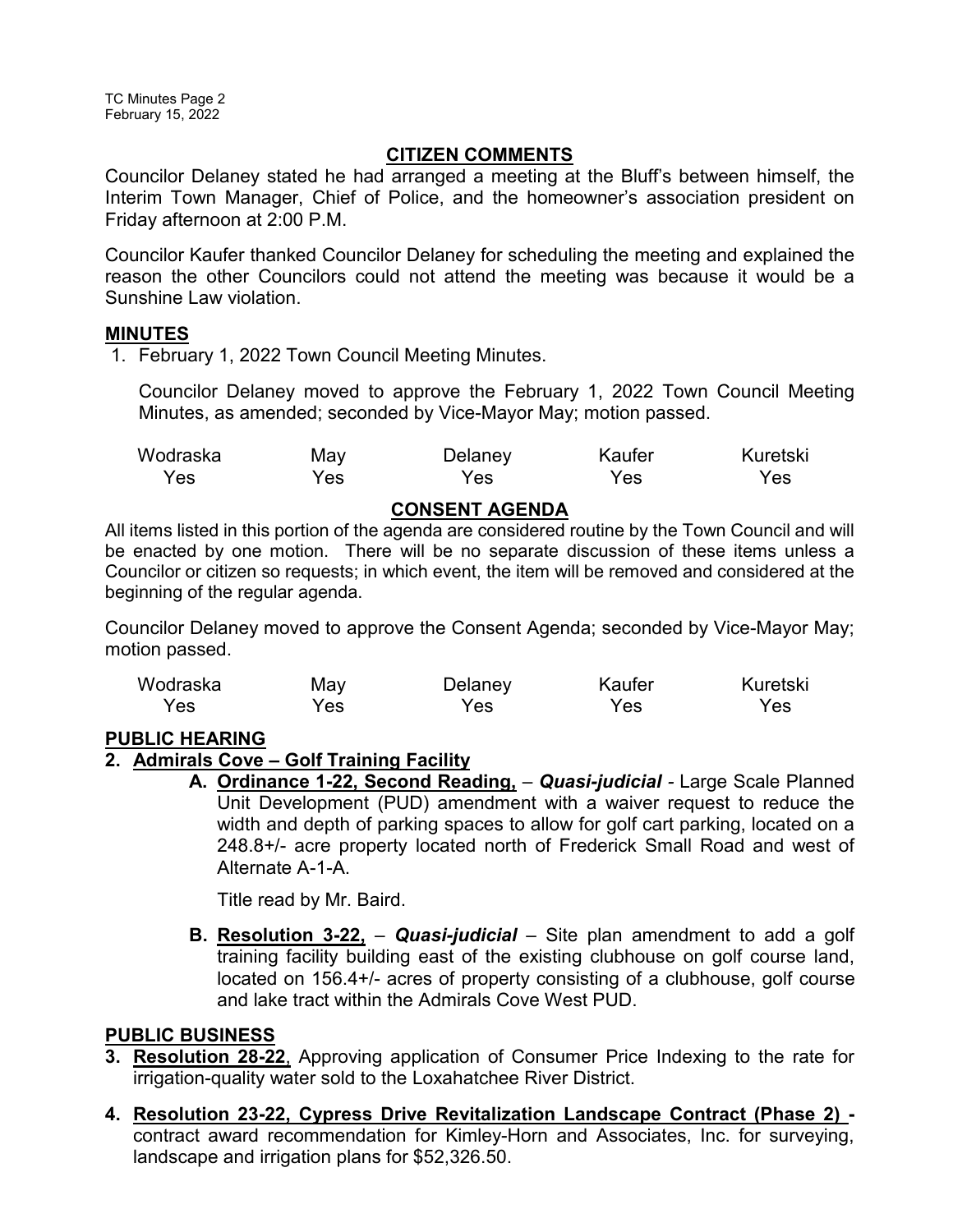## CITIZEN COMMENTS

Councilor Delaney stated he had arranged a meeting at the Bluff's between himself, the Interim Town Manager, Chief of Police, and the homeowner's association president on Friday afternoon at 2:00 P.M.

Councilor Kaufer thanked Councilor Delaney for scheduling the meeting and explained the reason the other Councilors could not attend the meeting was because it would be a Sunshine Law violation.

## MINUTES

1. February 1, 2022 Town Council Meeting Minutes.

   Councilor Delaney moved to approve the February 1, 2022 Town Council Meeting Minutes, as amended; seconded by Vice-Mayor May; motion passed.

| Wodraska | May | Delaney | Kaufer | Kuretski |
|---|---|---|---|---|
| Yes | Yes | Yes | Yes | Yes |

## CONSENT AGENDA

All items listed in this portion of the agenda are considered routine by the Town Council and will be enacted by one motion. There will be no separate discussion of these items unless a Councilor or citizen so requests; in which event, the item will be removed and considered at the beginning of the regular agenda.

Councilor Delaney moved to approve the Consent Agenda; seconded by Vice-Mayor May; motion passed.

| Wodraska | May | Delaney | Kaufer | Kuretski |
|---|---|---|---|---|
| Yes | Yes | Yes | Yes | Yes |

## PUBLIC HEARING

**2. Admirals Cove – Golf Training Facility**

   **A. Ordinance 1-22, Second Reading,** – ***Quasi-judicial*** - Large Scale Planned Unit Development (PUD) amendment with a waiver request to reduce the width and depth of parking spaces to allow for golf cart parking, located on a 248.8+/- acre property located north of Frederick Small Road and west of Alternate A-1-A.

   Title read by Mr. Baird.

   **B. Resolution 3-22,** – ***Quasi-judicial*** – Site plan amendment to add a golf training facility building east of the existing clubhouse on golf course land, located on 156.4+/- acres of property consisting of a clubhouse, golf course and lake tract within the Admirals Cove West PUD.

## PUBLIC BUSINESS

**3. Resolution 28-22**, Approving application of Consumer Price Indexing to the rate for irrigation-quality water sold to the Loxahatchee River District.

**4. Resolution 23-22, Cypress Drive Revitalization Landscape Contract (Phase 2) -** contract award recommendation for Kimley-Horn and Associates, Inc. for surveying, landscape and irrigation plans for $52,326.50.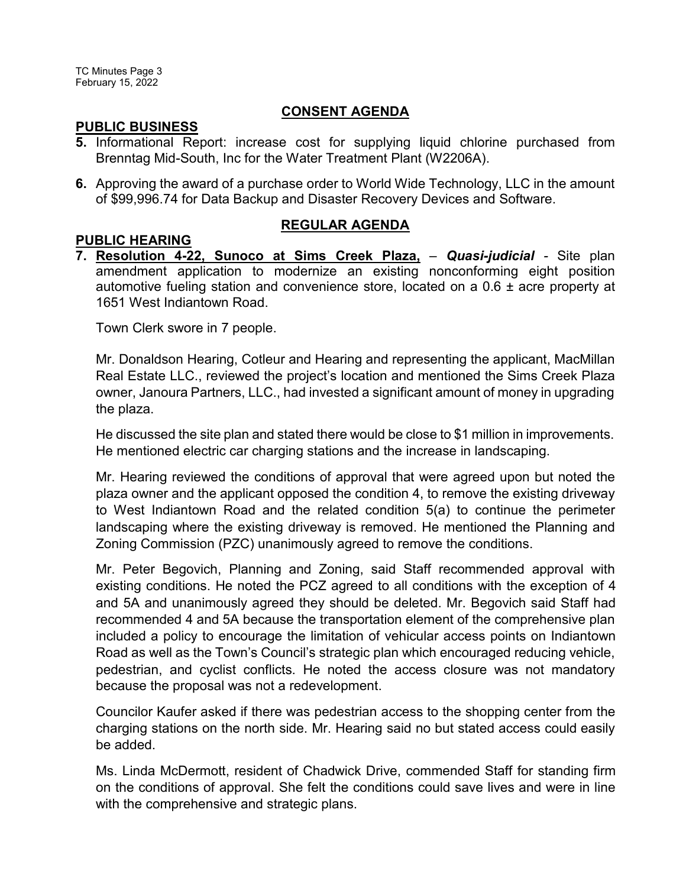## CONSENT AGENDA

**PUBLIC BUSINESS**

**5.** Informational Report: increase cost for supplying liquid chlorine purchased from Brenntag Mid-South, Inc for the Water Treatment Plant (W2206A).

**6.** Approving the award of a purchase order to World Wide Technology, LLC in the amount of $99,996.74 for Data Backup and Disaster Recovery Devices and Software.

## REGULAR AGENDA

**PUBLIC HEARING**

**7. Resolution 4-22, Sunoco at Sims Creek Plaza,** – ***Quasi-judicial*** - Site plan amendment application to modernize an existing nonconforming eight position automotive fueling station and convenience store, located on a 0.6 ± acre property at 1651 West Indiantown Road.

Town Clerk swore in 7 people.

Mr. Donaldson Hearing, Cotleur and Hearing and representing the applicant, MacMillan Real Estate LLC., reviewed the project's location and mentioned the Sims Creek Plaza owner, Janoura Partners, LLC., had invested a significant amount of money in upgrading the plaza.

He discussed the site plan and stated there would be close to $1 million in improvements. He mentioned electric car charging stations and the increase in landscaping.

Mr. Hearing reviewed the conditions of approval that were agreed upon but noted the plaza owner and the applicant opposed the condition 4, to remove the existing driveway to West Indiantown Road and the related condition 5(a) to continue the perimeter landscaping where the existing driveway is removed. He mentioned the Planning and Zoning Commission (PZC) unanimously agreed to remove the conditions.

Mr. Peter Begovich, Planning and Zoning, said Staff recommended approval with existing conditions. He noted the PCZ agreed to all conditions with the exception of 4 and 5A and unanimously agreed they should be deleted. Mr. Begovich said Staff had recommended 4 and 5A because the transportation element of the comprehensive plan included a policy to encourage the limitation of vehicular access points on Indiantown Road as well as the Town's Council's strategic plan which encouraged reducing vehicle, pedestrian, and cyclist conflicts. He noted the access closure was not mandatory because the proposal was not a redevelopment.

Councilor Kaufer asked if there was pedestrian access to the shopping center from the charging stations on the north side. Mr. Hearing said no but stated access could easily be added.

Ms. Linda McDermott, resident of Chadwick Drive, commended Staff for standing firm on the conditions of approval. She felt the conditions could save lives and were in line with the comprehensive and strategic plans.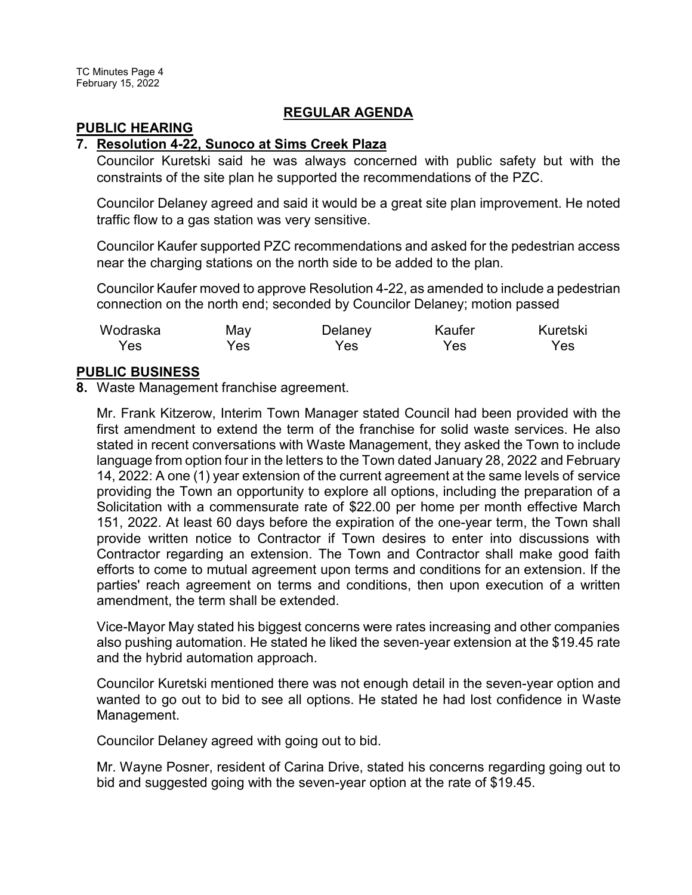## REGULAR AGENDA

### PUBLIC HEARING

**7. Resolution 4-22, Sunoco at Sims Creek Plaza**

Councilor Kuretski said he was always concerned with public safety but with the constraints of the site plan he supported the recommendations of the PZC.

Councilor Delaney agreed and said it would be a great site plan improvement. He noted traffic flow to a gas station was very sensitive.

Councilor Kaufer supported PZC recommendations and asked for the pedestrian access near the charging stations on the north side to be added to the plan.

Councilor Kaufer moved to approve Resolution 4-22, as amended to include a pedestrian connection on the north end; seconded by Councilor Delaney; motion passed

| Wodraska | May | Delaney | Kaufer | Kuretski |
|---|---|---|---|---|
| Yes | Yes | Yes | Yes | Yes |

### PUBLIC BUSINESS

**8.** Waste Management franchise agreement.

Mr. Frank Kitzerow, Interim Town Manager stated Council had been provided with the first amendment to extend the term of the franchise for solid waste services. He also stated in recent conversations with Waste Management, they asked the Town to include language from option four in the letters to the Town dated January 28, 2022 and February 14, 2022: A one (1) year extension of the current agreement at the same levels of service providing the Town an opportunity to explore all options, including the preparation of a Solicitation with a commensurate rate of $22.00 per home per month effective March 151, 2022. At least 60 days before the expiration of the one-year term, the Town shall provide written notice to Contractor if Town desires to enter into discussions with Contractor regarding an extension. The Town and Contractor shall make good faith efforts to come to mutual agreement upon terms and conditions for an extension. If the parties' reach agreement on terms and conditions, then upon execution of a written amendment, the term shall be extended.

Vice-Mayor May stated his biggest concerns were rates increasing and other companies also pushing automation. He stated he liked the seven-year extension at the $19.45 rate and the hybrid automation approach.

Councilor Kuretski mentioned there was not enough detail in the seven-year option and wanted to go out to bid to see all options. He stated he had lost confidence in Waste Management.

Councilor Delaney agreed with going out to bid.

Mr. Wayne Posner, resident of Carina Drive, stated his concerns regarding going out to bid and suggested going with the seven-year option at the rate of $19.45.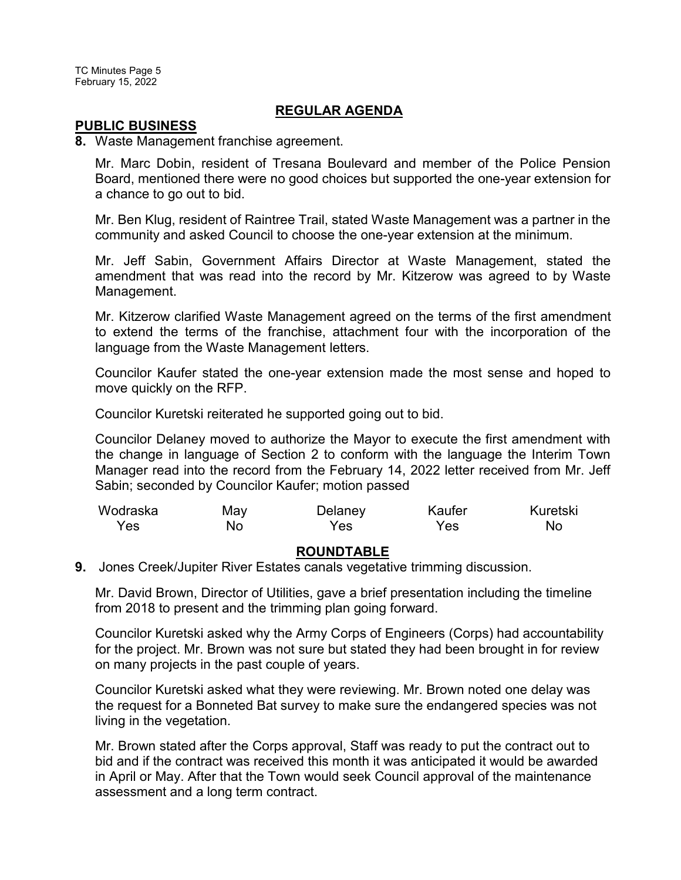## REGULAR AGENDA

### PUBLIC BUSINESS

**8.** Waste Management franchise agreement.

Mr. Marc Dobin, resident of Tresana Boulevard and member of the Police Pension Board, mentioned there were no good choices but supported the one-year extension for a chance to go out to bid.

Mr. Ben Klug, resident of Raintree Trail, stated Waste Management was a partner in the community and asked Council to choose the one-year extension at the minimum.

Mr. Jeff Sabin, Government Affairs Director at Waste Management, stated the amendment that was read into the record by Mr. Kitzerow was agreed to by Waste Management.

Mr. Kitzerow clarified Waste Management agreed on the terms of the first amendment to extend the terms of the franchise, attachment four with the incorporation of the language from the Waste Management letters.

Councilor Kaufer stated the one-year extension made the most sense and hoped to move quickly on the RFP.

Councilor Kuretski reiterated he supported going out to bid.

Councilor Delaney moved to authorize the Mayor to execute the first amendment with the change in language of Section 2 to conform with the language the Interim Town Manager read into the record from the February 14, 2022 letter received from Mr. Jeff Sabin; seconded by Councilor Kaufer; motion passed

| Wodraska | May | Delaney | Kaufer | Kuretski |
|---|---|---|---|---|
| Yes | No | Yes | Yes | No |

## ROUNDTABLE

**9.** Jones Creek/Jupiter River Estates canals vegetative trimming discussion.

Mr. David Brown, Director of Utilities, gave a brief presentation including the timeline from 2018 to present and the trimming plan going forward.

Councilor Kuretski asked why the Army Corps of Engineers (Corps) had accountability for the project. Mr. Brown was not sure but stated they had been brought in for review on many projects in the past couple of years.

Councilor Kuretski asked what they were reviewing. Mr. Brown noted one delay was the request for a Bonneted Bat survey to make sure the endangered species was not living in the vegetation.

Mr. Brown stated after the Corps approval, Staff was ready to put the contract out to bid and if the contract was received this month it was anticipated it would be awarded in April or May. After that the Town would seek Council approval of the maintenance assessment and a long term contract.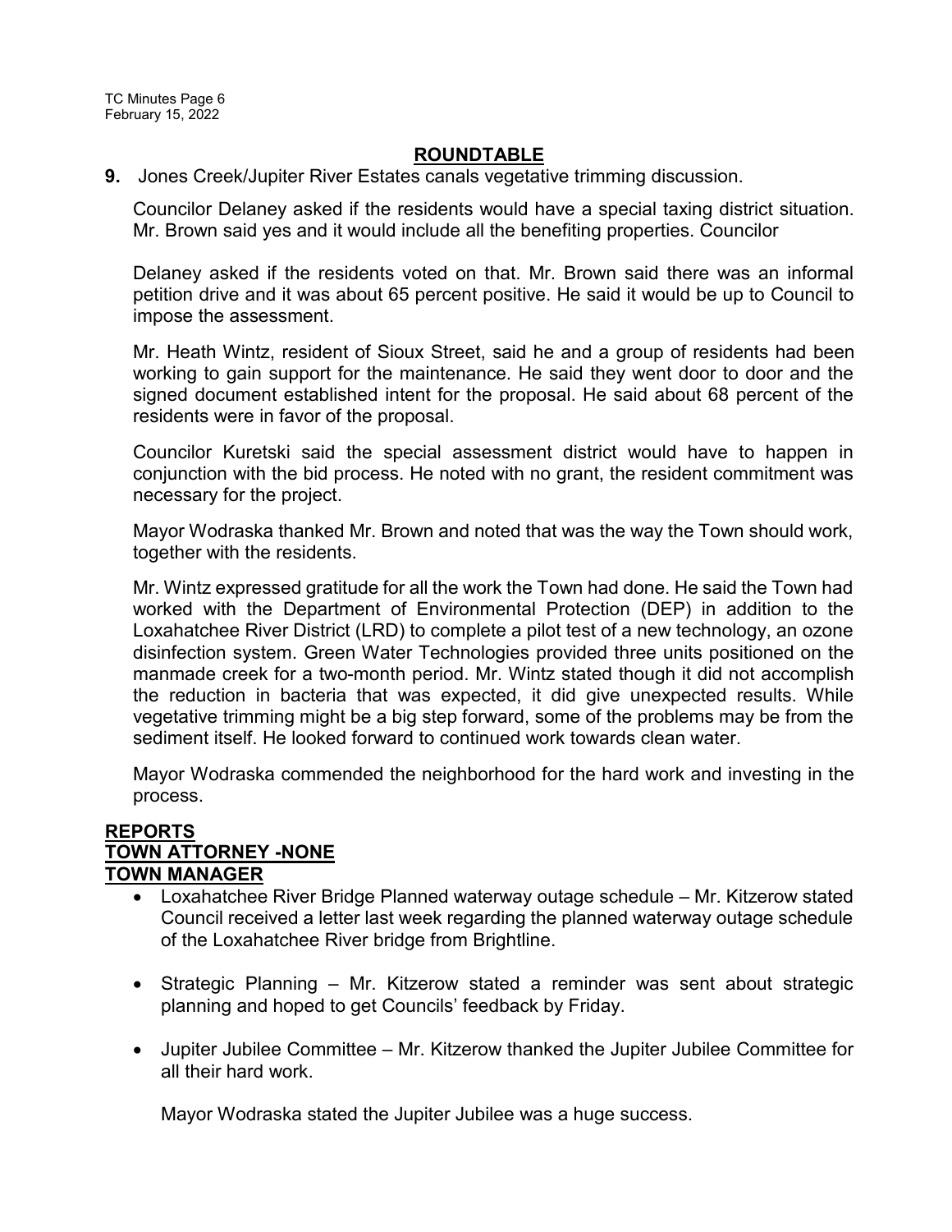## ROUNDTABLE

**9.** Jones Creek/Jupiter River Estates canals vegetative trimming discussion.

Councilor Delaney asked if the residents would have a special taxing district situation. Mr. Brown said yes and it would include all the benefiting properties. Councilor

Delaney asked if the residents voted on that. Mr. Brown said there was an informal petition drive and it was about 65 percent positive. He said it would be up to Council to impose the assessment.

Mr. Heath Wintz, resident of Sioux Street, said he and a group of residents had been working to gain support for the maintenance. He said they went door to door and the signed document established intent for the proposal. He said about 68 percent of the residents were in favor of the proposal.

Councilor Kuretski said the special assessment district would have to happen in conjunction with the bid process. He noted with no grant, the resident commitment was necessary for the project.

Mayor Wodraska thanked Mr. Brown and noted that was the way the Town should work, together with the residents.

Mr. Wintz expressed gratitude for all the work the Town had done. He said the Town had worked with the Department of Environmental Protection (DEP) in addition to the Loxahatchee River District (LRD) to complete a pilot test of a new technology, an ozone disinfection system. Green Water Technologies provided three units positioned on the manmade creek for a two-month period. Mr. Wintz stated though it did not accomplish the reduction in bacteria that was expected, it did give unexpected results. While vegetative trimming might be a big step forward, some of the problems may be from the sediment itself. He looked forward to continued work towards clean water.

Mayor Wodraska commended the neighborhood for the hard work and investing in the process.

## REPORTS

## TOWN ATTORNEY -NONE

## TOWN MANAGER

- Loxahatchee River Bridge Planned waterway outage schedule – Mr. Kitzerow stated Council received a letter last week regarding the planned waterway outage schedule of the Loxahatchee River bridge from Brightline.

- Strategic Planning – Mr. Kitzerow stated a reminder was sent about strategic planning and hoped to get Councils' feedback by Friday.

- Jupiter Jubilee Committee – Mr. Kitzerow thanked the Jupiter Jubilee Committee for all their hard work.

  Mayor Wodraska stated the Jupiter Jubilee was a huge success.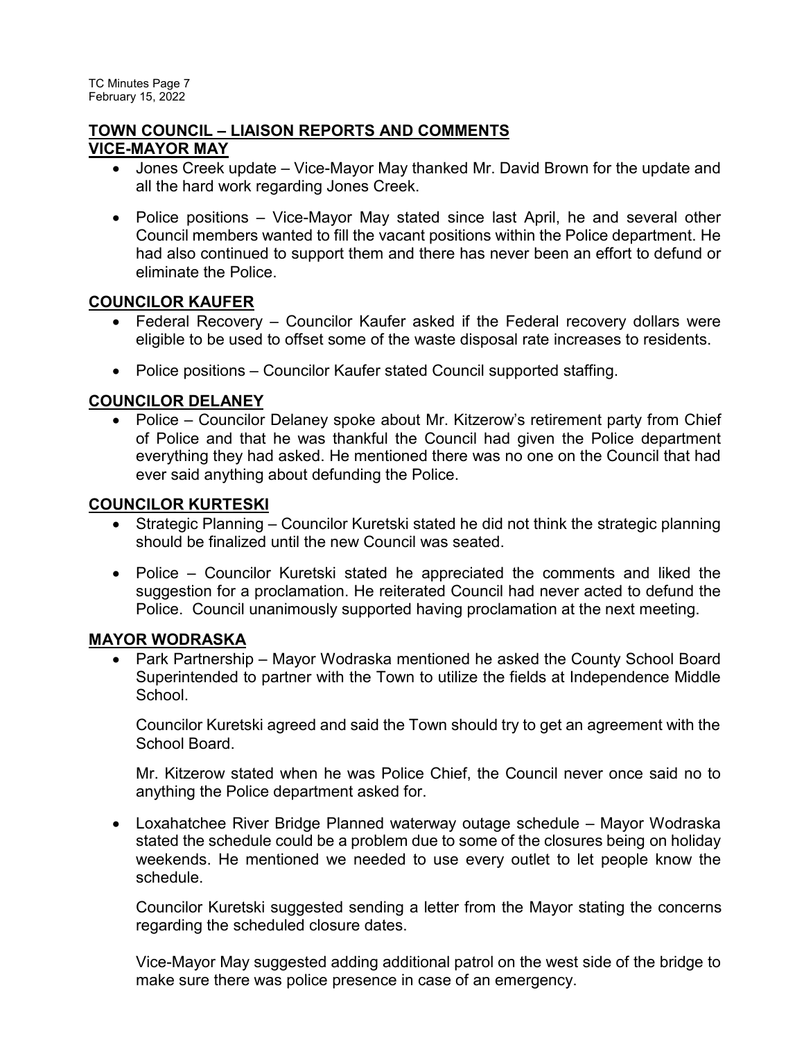## TOWN COUNCIL – LIAISON REPORTS AND COMMENTS

### VICE-MAYOR MAY

- Jones Creek update – Vice-Mayor May thanked Mr. David Brown for the update and all the hard work regarding Jones Creek.
- Police positions – Vice-Mayor May stated since last April, he and several other Council members wanted to fill the vacant positions within the Police department. He had also continued to support them and there has never been an effort to defund or eliminate the Police.

### COUNCILOR KAUFER

- Federal Recovery – Councilor Kaufer asked if the Federal recovery dollars were eligible to be used to offset some of the waste disposal rate increases to residents.
- Police positions – Councilor Kaufer stated Council supported staffing.

### COUNCILOR DELANEY

- Police – Councilor Delaney spoke about Mr. Kitzerow's retirement party from Chief of Police and that he was thankful the Council had given the Police department everything they had asked. He mentioned there was no one on the Council that had ever said anything about defunding the Police.

### COUNCILOR KURTESKI

- Strategic Planning – Councilor Kuretski stated he did not think the strategic planning should be finalized until the new Council was seated.
- Police – Councilor Kuretski stated he appreciated the comments and liked the suggestion for a proclamation. He reiterated Council had never acted to defund the Police. Council unanimously supported having proclamation at the next meeting.

### MAYOR WODRASKA

- Park Partnership – Mayor Wodraska mentioned he asked the County School Board Superintended to partner with the Town to utilize the fields at Independence Middle School.

  Councilor Kuretski agreed and said the Town should try to get an agreement with the School Board.

  Mr. Kitzerow stated when he was Police Chief, the Council never once said no to anything the Police department asked for.

- Loxahatchee River Bridge Planned waterway outage schedule – Mayor Wodraska stated the schedule could be a problem due to some of the closures being on holiday weekends. He mentioned we needed to use every outlet to let people know the schedule.

  Councilor Kuretski suggested sending a letter from the Mayor stating the concerns regarding the scheduled closure dates.

  Vice-Mayor May suggested adding additional patrol on the west side of the bridge to make sure there was police presence in case of an emergency.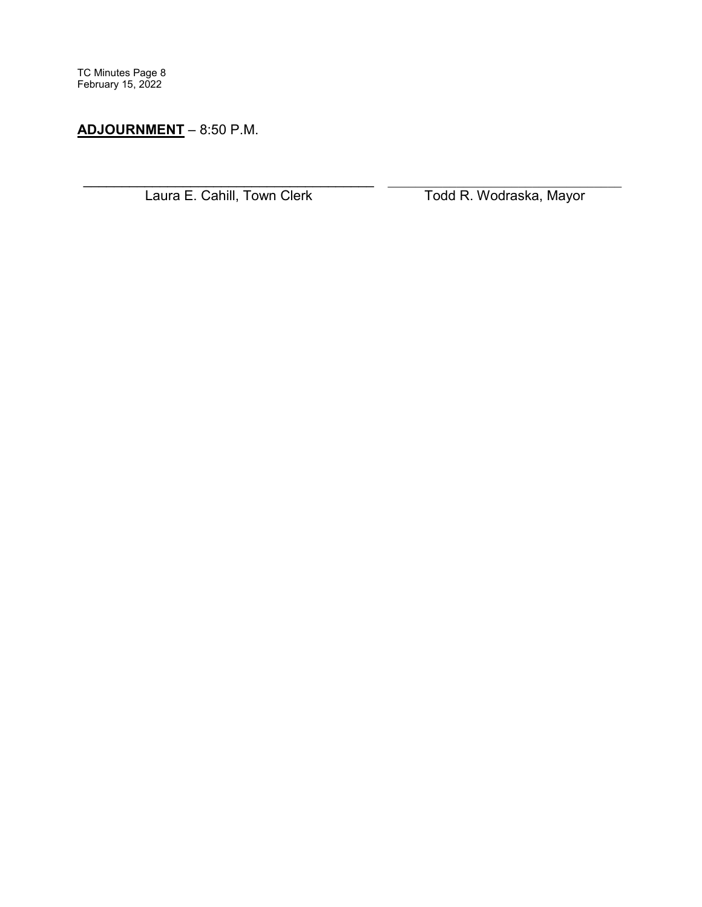**<u>ADJOURNMENT</u>** – 8:50 P.M.

\_\_\_\_\_\_\_\_\_\_\_\_\_\_\_\_\_\_\_\_\_\_\_\_\_\_\_\_\_\_\_\_\_\_\_\_\_\_\_\_
Laura E. Cahill, Town Clerk

\_\_\_\_\_\_\_\_\_\_\_\_\_\_\_\_\_\_\_\_\_\_\_\_\_\_\_\_\_\_\_\_\_\_\_\_\_\_\_\_
Todd R. Wodraska, Mayor